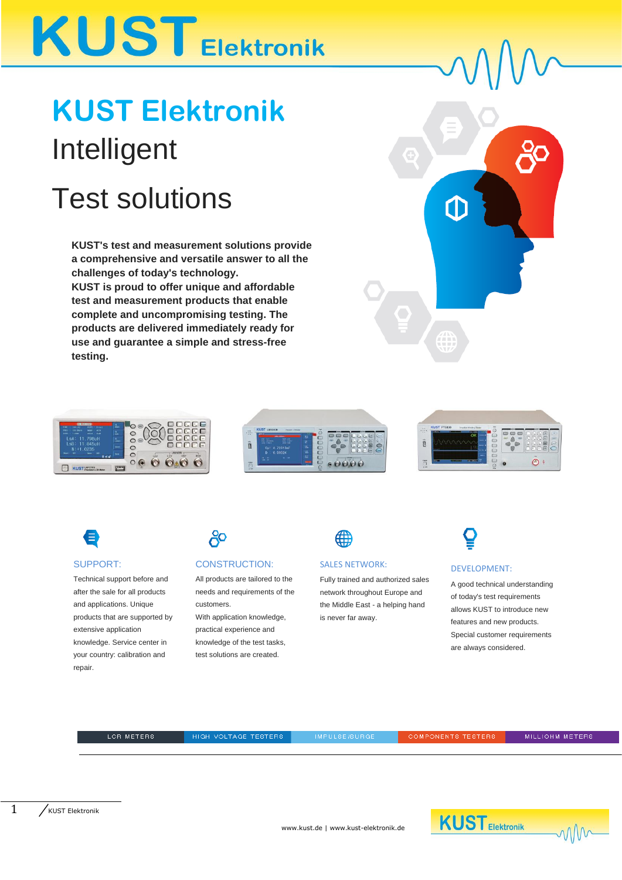# KUST Elektronik

## KUST Elektronik
Intelligent

Test solutions

**KUST's test and measurement solutions provide a comprehensive and versatile answer to all the challenges of today's technology.**
**KUST is proud to offer unique and affordable test and measurement products that enable complete and uncompromising testing. The products are delivered immediately ready for use and guarantee a simple and stress-free testing.**

### SUPPORT:

Technical support before and after the sale for all products and applications. Unique products that are supported by extensive application knowledge. Service center in your country: calibration and repair.

### CONSTRUCTION:

All products are tailored to the needs and requirements of the customers.
With application knowledge, practical experience and knowledge of the test tasks, test solutions are created.

### SALES NETWORK:

Fully trained and authorized sales network throughout Europe and the Middle East - a helping hand is never far away.

### DEVELOPMENT:

A good technical understanding of today's test requirements allows KUST to introduce new features and new products. Special customer requirements are always considered.

LCR METERS | HIGH VOLTAGE TESTERS | IMPULSE/SURGE | COMPONENTS TESTERS | MILLIOHM METERS

www.kust.de | www.kust-elektronik.de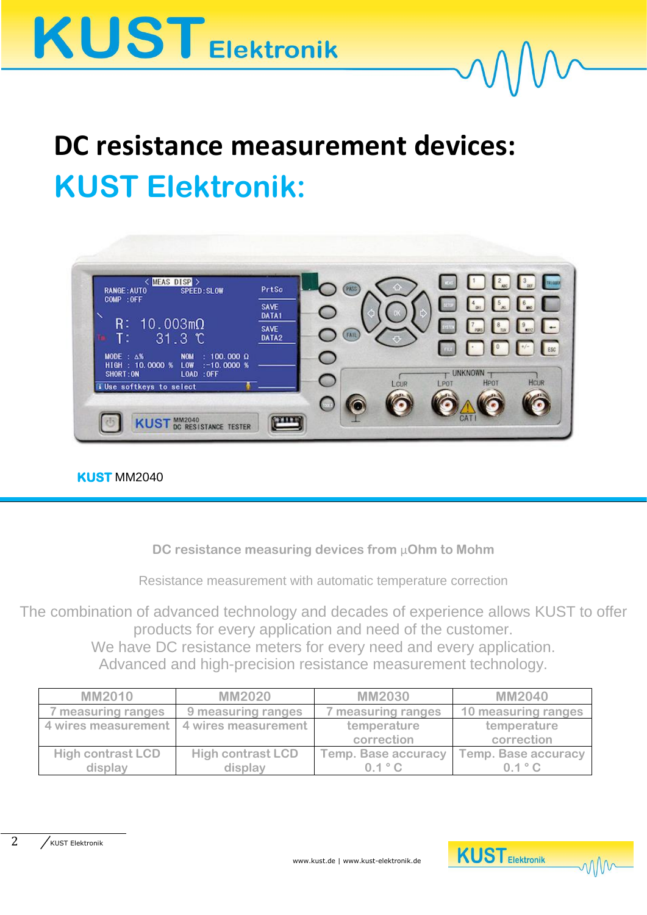# DC resistance measurement devices:

## KUST Elektronik:

**KUST** MM2040

**DC resistance measuring devices from µOhm to Mohm**

Resistance measurement with automatic temperature correction

The combination of advanced technology and decades of experience allows KUST to offer products for every application and need of the customer.
We have DC resistance meters for every need and every application.
Advanced and high-precision resistance measurement technology.

| MM2010 | MM2020 | MM2030 | MM2040 |
|---|---|---|---|
| 7 measuring ranges | 9 measuring ranges | 7 measuring ranges | 10 measuring ranges |
| 4 wires measurement | 4 wires measurement | temperature correction | temperature correction |
| High contrast LCD display | High contrast LCD display | Temp. Base accuracy 0.1 ° C | Temp. Base accuracy 0.1 ° C |

www.kust.de | www.kust-elektronik.de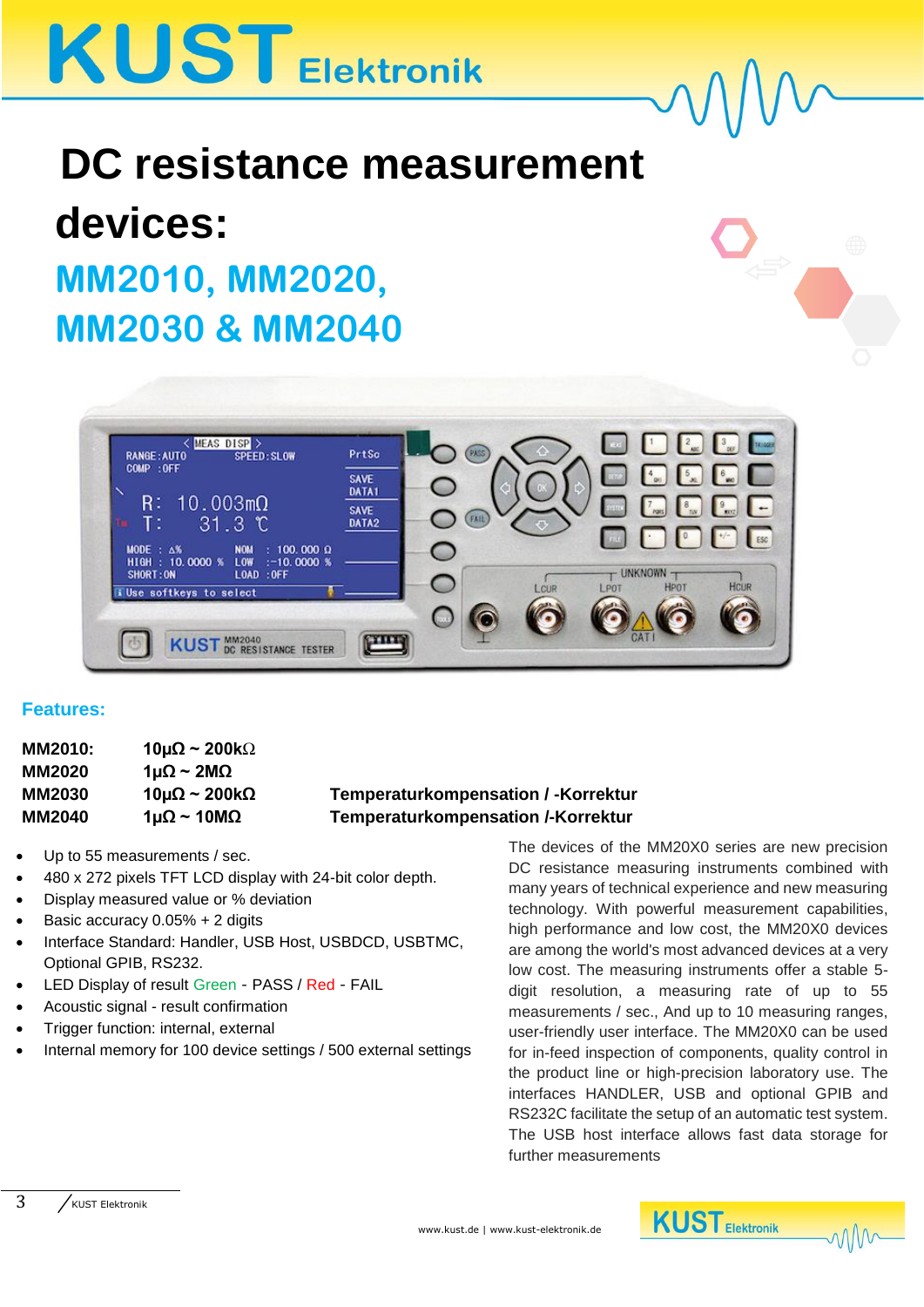# DC resistance measurement devices:

## MM2010, MM2020, MM2030 & MM2040

### Features:

| | | |
|---|---|---|
| **MM2010:** | **10µΩ ~ 200kΩ** | |
| **MM2020** | **1µΩ ~ 2MΩ** | |
| **MM2030** | **10µΩ ~ 200kΩ** | **Temperaturkompensation / -Korrektur** |
| **MM2040** | **1µΩ ~ 10MΩ** | **Temperaturkompensation /-Korrektur** |

- Up to 55 measurements / sec.
- 480 x 272 pixels TFT LCD display with 24-bit color depth.
- Display measured value or % deviation
- Basic accuracy 0.05% + 2 digits
- Interface Standard: Handler, USB Host, USBDCD, USBTMC, Optional GPIB, RS232.
- LED Display of result Green - PASS / Red - FAIL
- Acoustic signal - result confirmation
- Trigger function: internal, external
- Internal memory for 100 device settings / 500 external settings

The devices of the MM20X0 series are new precision DC resistance measuring instruments combined with many years of technical experience and new measuring technology. With powerful measurement capabilities, high performance and low cost, the MM20X0 devices are among the world's most advanced devices at a very low cost. The measuring instruments offer a stable 5-digit resolution, a measuring rate of up to 55 measurements / sec., And up to 10 measuring ranges, user-friendly user interface. The MM20X0 can be used for in-feed inspection of components, quality control in the product line or high-precision laboratory use. The interfaces HANDLER, USB and optional GPIB and RS232C facilitate the setup of an automatic test system. The USB host interface allows fast data storage for further measurements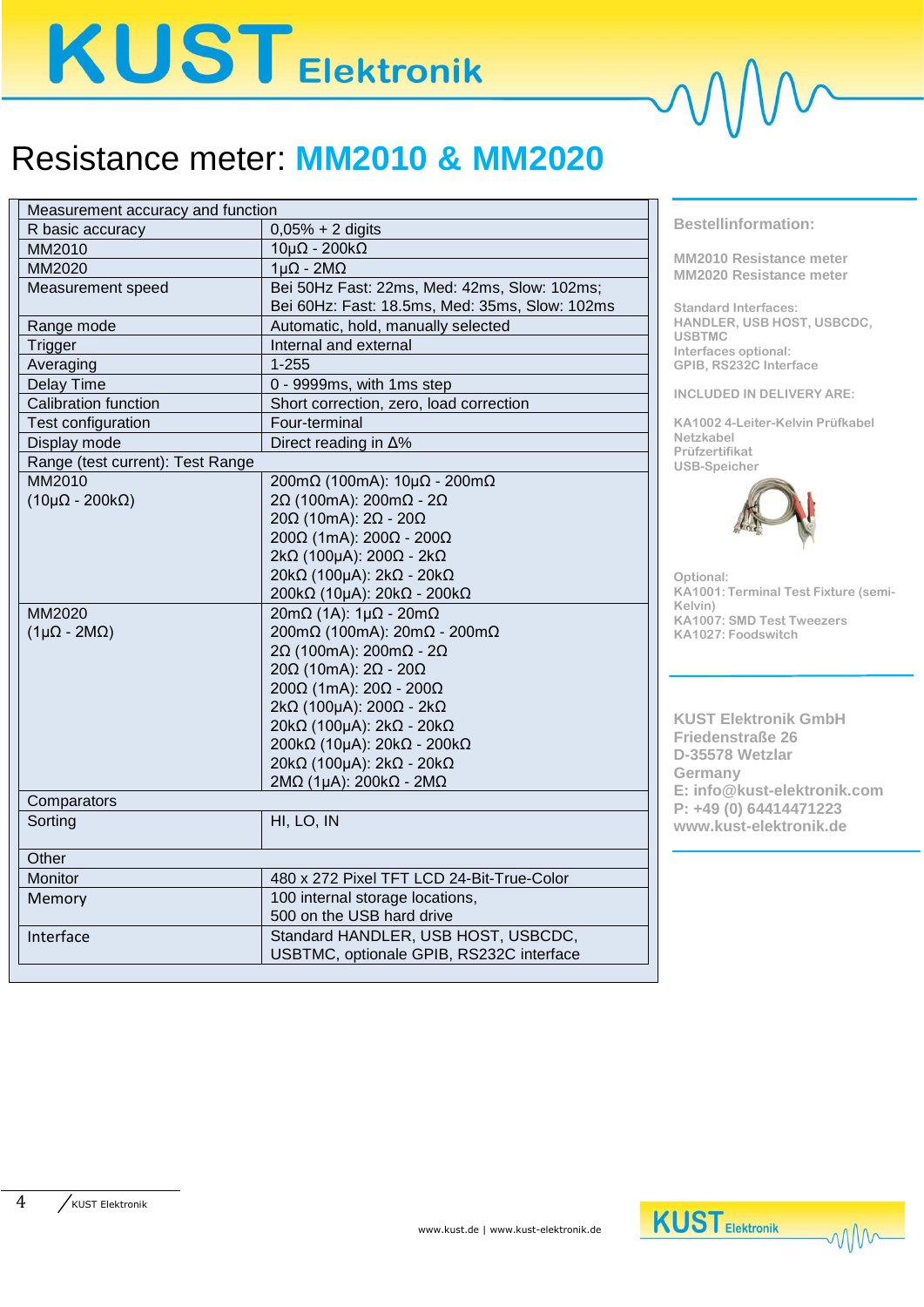# Resistance meter: MM2010 & MM2020

| Measurement accuracy and function | |
|---|---|
| R basic accuracy | 0,05% + 2 digits |
| MM2010 | 10µΩ - 200kΩ |
| MM2020 | 1µΩ - 2MΩ |
| Measurement speed | Bei 50Hz Fast: 22ms, Med: 42ms, Slow: 102ms; Bei 60Hz: Fast: 18.5ms, Med: 35ms, Slow: 102ms |
| Range mode | Automatic, hold, manually selected |
| Trigger | Internal and external |
| Averaging | 1-255 |
| Delay Time | 0 - 9999ms, with 1ms step |
| Calibration function | Short correction, zero, load correction |
| Test configuration | Four-terminal |
| Display mode | Direct reading in Δ% |
| Range (test current): Test Range | |
| MM2010 (10µΩ - 200kΩ) | 200mΩ (100mA): 10µΩ - 200mΩ<br>2Ω (100mA): 200mΩ - 2Ω<br>20Ω (10mA): 2Ω - 20Ω<br>200Ω (1mA): 200Ω - 200Ω<br>2kΩ (100µA): 200Ω - 2kΩ<br>20kΩ (100µA): 2kΩ - 20kΩ<br>200kΩ (10µA): 20kΩ - 200kΩ |
| MM2020 (1µΩ - 2MΩ) | 20mΩ (1A): 1µΩ - 20mΩ<br>200mΩ (100mA): 20mΩ - 200mΩ<br>2Ω (100mA): 200mΩ - 2Ω<br>20Ω (10mA): 2Ω - 20Ω<br>200Ω (1mA): 20Ω - 200Ω<br>2kΩ (100µA): 200Ω - 2kΩ<br>20kΩ (100µA): 2kΩ - 20kΩ<br>200kΩ (10µA): 20kΩ - 200kΩ<br>20kΩ (100µA): 2kΩ - 20kΩ<br>2MΩ (1µA): 200kΩ - 2MΩ |
| Comparators | |
| Sorting | HI, LO, IN |
| Other | |
| Monitor | 480 x 272 Pixel TFT LCD 24-Bit-True-Color |
| Memory | 100 internal storage locations, 500 on the USB hard drive |
| Interface | Standard HANDLER, USB HOST, USBCDC, USBTMC, optionale GPIB, RS232C interface |

**Bestellinformation:**

MM2010 Resistance meter
MM2020 Resistance meter

Standard Interfaces:
HANDLER, USB HOST, USBCDC, USBTMC
Interfaces optional:
GPIB, RS232C Interface

INCLUDED IN DELIVERY ARE:

KA1002 4-Leiter-Kelvin Prüfkabel
Netzkabel
Prüfzertifikat
USB-Speicher

Optional:
KA1001: Terminal Test Fixture (semi-Kelvin)
KA1007: SMD Test Tweezers
KA1027: Foodswitch

KUST Elektronik GmbH
Friedenstraße 26
D-35578 Wetzlar
Germany
E: info@kust-elektronik.com
P: +49 (0) 64414471223
www.kust-elektronik.de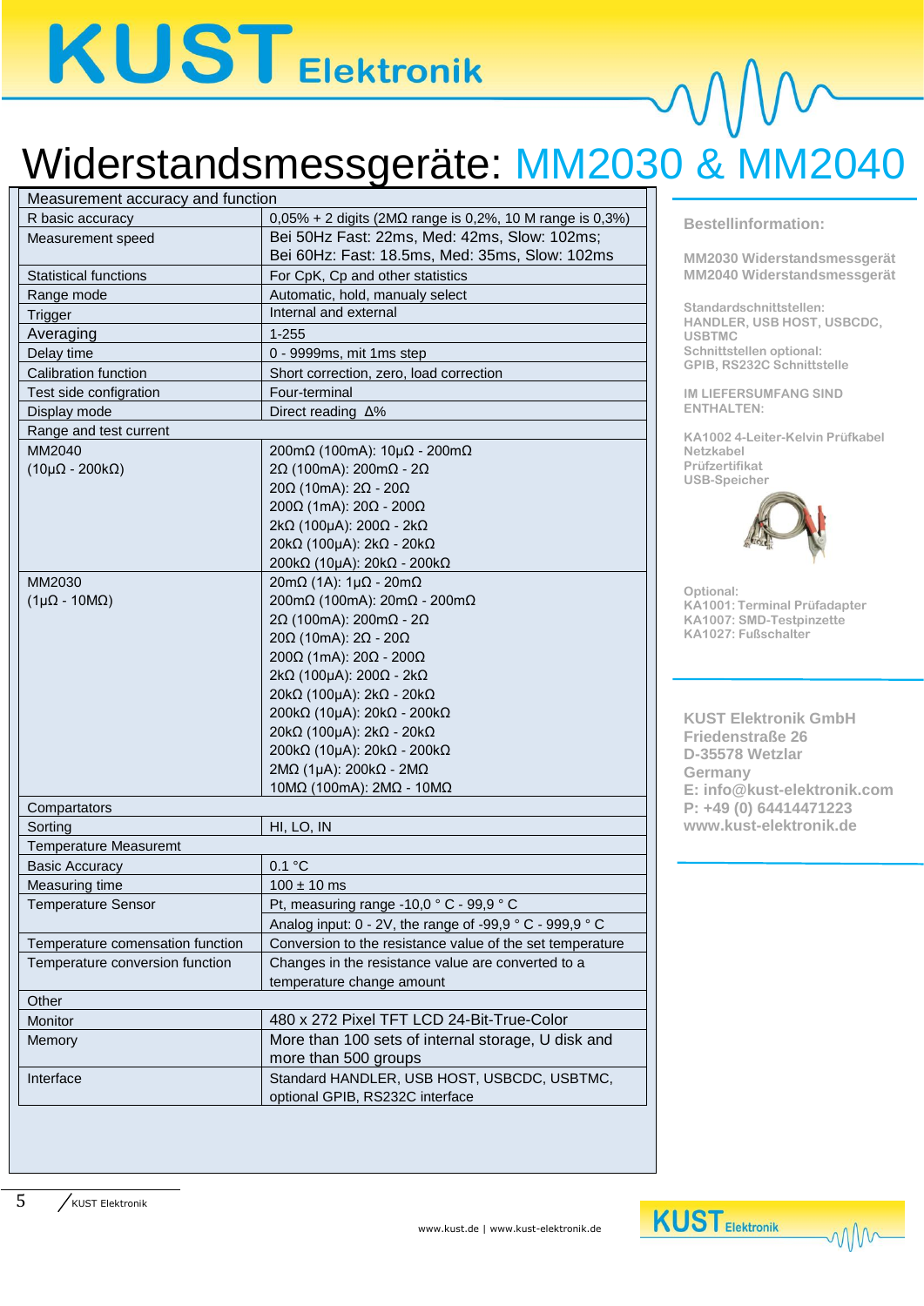# Widerstandsmessgeräte: MM2030 & MM2040

| Measurement accuracy and function | |
|---|---|
| R basic accuracy | 0,05% + 2 digits (2MΩ range is 0,2%, 10 M range is 0,3%) |
| Measurement speed | Bei 50Hz Fast: 22ms, Med: 42ms, Slow: 102ms; Bei 60Hz: Fast: 18.5ms, Med: 35ms, Slow: 102ms |
| Statistical functions | For CpK, Cp and other statistics |
| Range mode | Automatic, hold, manualy select |
| Trigger | Internal and external |
| Averaging | 1-255 |
| Delay time | 0 - 9999ms, mit 1ms step |
| Calibration function | Short correction, zero, load correction |
| Test side configration | Four-terminal |
| Display mode | Direct reading Δ% |
| **Range and test current** | |
| MM2040 (10µΩ - 200kΩ) | 200mΩ (100mA): 10µΩ - 200mΩ<br>2Ω (100mA): 200mΩ - 2Ω<br>20Ω (10mA): 2Ω - 20Ω<br>200Ω (1mA): 20Ω - 200Ω<br>2kΩ (100µA): 200Ω - 2kΩ<br>20kΩ (100µA): 2kΩ - 20kΩ<br>200kΩ (10µA): 20kΩ - 200kΩ |
| MM2030 (1µΩ - 10MΩ) | 20mΩ (1A): 1µΩ - 20mΩ<br>200mΩ (100mA): 20mΩ - 200mΩ<br>2Ω (100mA): 200mΩ - 2Ω<br>20Ω (10mA): 2Ω - 20Ω<br>200Ω (1mA): 20Ω - 200Ω<br>2kΩ (100µA): 200Ω - 2kΩ<br>20kΩ (100µA): 2kΩ - 20kΩ<br>200kΩ (10µA): 20kΩ - 200kΩ<br>20kΩ (100µA): 2kΩ - 20kΩ<br>200kΩ (10µA): 20kΩ - 200kΩ<br>2MΩ (1µA): 200kΩ - 2MΩ<br>10MΩ (100mA): 2MΩ - 10MΩ |
| **Compartators** | |
| Sorting | HI, LO, IN |
| **Temperature Measuremt** | |
| Basic Accuracy | 0.1 °C |
| Measuring time | 100 ± 10 ms |
| Temperature Sensor | Pt, measuring range -10,0 ° C - 99,9 ° C<br>Analog input: 0 - 2V, the range of -99,9 ° C - 999,9 ° C |
| Temperature comensation function | Conversion to the resistance value of the set temperature |
| Temperature conversion function | Changes in the resistance value are converted to a temperature change amount |
| **Other** | |
| Monitor | 480 x 272 Pixel TFT LCD 24-Bit-True-Color |
| Memory | More than 100 sets of internal storage, U disk and more than 500 groups |
| Interface | Standard HANDLER, USB HOST, USBCDC, USBTMC, optional GPIB, RS232C interface |

**Bestellinformation:**

MM2030 Widerstandsmessgerät
MM2040 Widerstandsmessgerät

Standardschnittstellen:
HANDLER, USB HOST, USBCDC, USBTMC
Schnittstellen optional:
GPIB, RS232C Schnittstelle

IM LIEFERSUMFANG SIND ENTHALTEN:

KA1002 4-Leiter-Kelvin Prüfkabel
Netzkabel
Prüfzertifikat
USB-Speicher

Optional:
KA1001: Terminal Prüfadapter
KA1007: SMD-Testpinzette
KA1027: Fußschalter

KUST Elektronik GmbH
Friedenstraße 26
D-35578 Wetzlar
Germany
E: info@kust-elektronik.com
P: +49 (0) 64414471223
www.kust-elektronik.de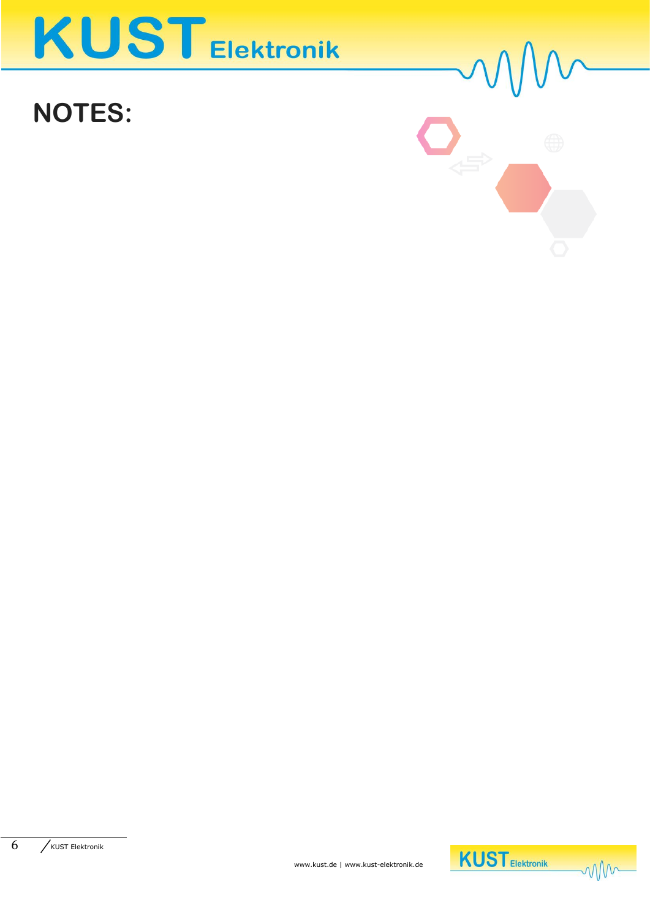# NOTES: